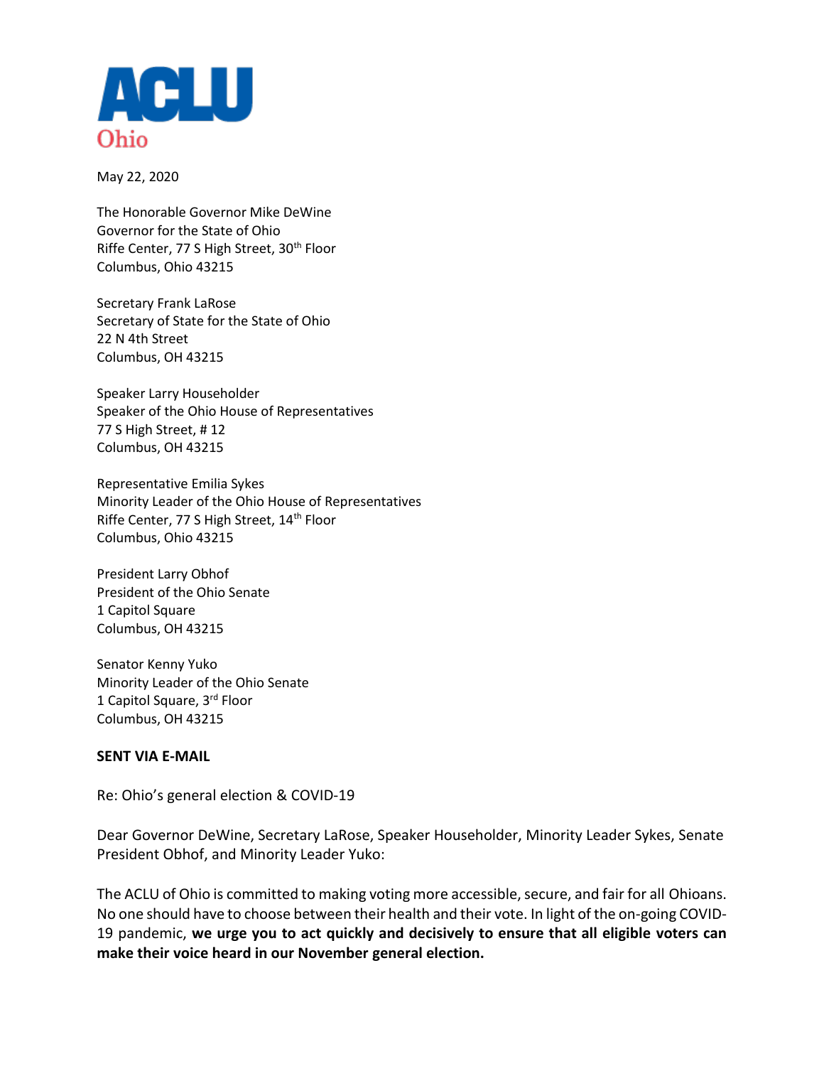**ACLU**
Ohio

May 22, 2020

The Honorable Governor Mike DeWine
Governor for the State of Ohio
Riffe Center, 77 S High Street, 30th Floor
Columbus, Ohio 43215

Secretary Frank LaRose
Secretary of State for the State of Ohio
22 N 4th Street
Columbus, OH 43215

Speaker Larry Householder
Speaker of the Ohio House of Representatives
77 S High Street, # 12
Columbus, OH 43215

Representative Emilia Sykes
Minority Leader of the Ohio House of Representatives
Riffe Center, 77 S High Street, 14th Floor
Columbus, Ohio 43215

President Larry Obhof
President of the Ohio Senate
1 Capitol Square
Columbus, OH 43215

Senator Kenny Yuko
Minority Leader of the Ohio Senate
1 Capitol Square, 3rd Floor
Columbus, OH 43215

**SENT VIA E-MAIL**

Re: Ohio's general election & COVID-19

Dear Governor DeWine, Secretary LaRose, Speaker Householder, Minority Leader Sykes, Senate President Obhof, and Minority Leader Yuko:

The ACLU of Ohio is committed to making voting more accessible, secure, and fair for all Ohioans. No one should have to choose between their health and their vote. In light of the on-going COVID-19 pandemic, **we urge you to act quickly and decisively to ensure that all eligible voters can make their voice heard in our November general election.**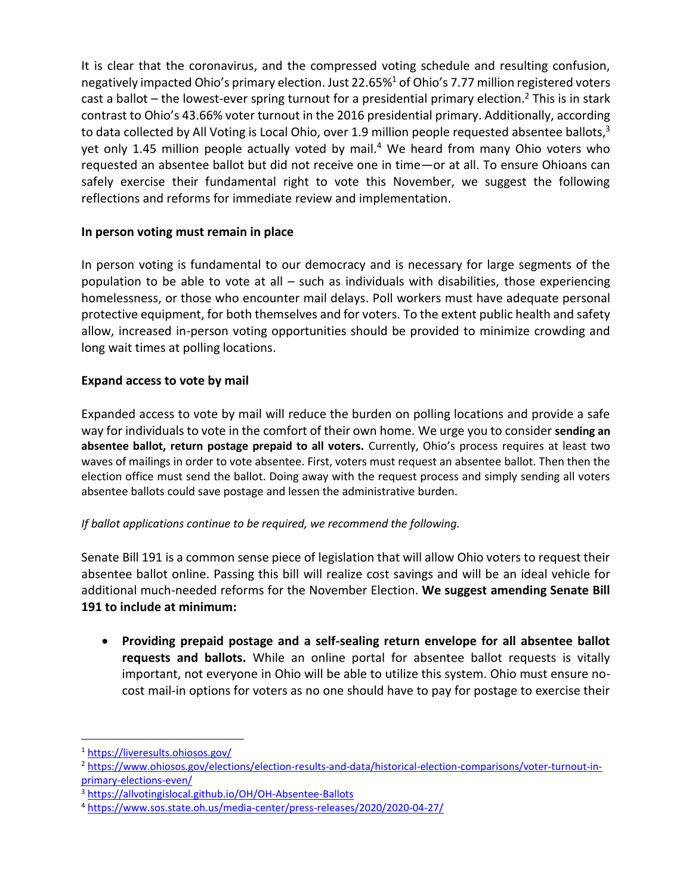It is clear that the coronavirus, and the compressed voting schedule and resulting confusion, negatively impacted Ohio's primary election. Just 22.65%[1] of Ohio's 7.77 million registered voters cast a ballot – the lowest-ever spring turnout for a presidential primary election.[2] This is in stark contrast to Ohio's 43.66% voter turnout in the 2016 presidential primary. Additionally, according to data collected by All Voting is Local Ohio, over 1.9 million people requested absentee ballots,[3] yet only 1.45 million people actually voted by mail.[4] We heard from many Ohio voters who requested an absentee ballot but did not receive one in time—or at all. To ensure Ohioans can safely exercise their fundamental right to vote this November, we suggest the following reflections and reforms for immediate review and implementation.

**In person voting must remain in place**

In person voting is fundamental to our democracy and is necessary for large segments of the population to be able to vote at all – such as individuals with disabilities, those experiencing homelessness, or those who encounter mail delays. Poll workers must have adequate personal protective equipment, for both themselves and for voters. To the extent public health and safety allow, increased in-person voting opportunities should be provided to minimize crowding and long wait times at polling locations.

**Expand access to vote by mail**

Expanded access to vote by mail will reduce the burden on polling locations and provide a safe way for individuals to vote in the comfort of their own home. We urge you to consider **sending an absentee ballot, return postage prepaid to all voters.** Currently, Ohio's process requires at least two waves of mailings in order to vote absentee. First, voters must request an absentee ballot. Then then the election office must send the ballot. Doing away with the request process and simply sending all voters absentee ballots could save postage and lessen the administrative burden.

*If ballot applications continue to be required, we recommend the following.*

Senate Bill 191 is a common sense piece of legislation that will allow Ohio voters to request their absentee ballot online. Passing this bill will realize cost savings and will be an ideal vehicle for additional much-needed reforms for the November Election. **We suggest amending Senate Bill 191 to include at minimum:**

- **Providing prepaid postage and a self-sealing return envelope for all absentee ballot requests and ballots.** While an online portal for absentee ballot requests is vitally important, not everyone in Ohio will be able to utilize this system. Ohio must ensure no-cost mail-in options for voters as no one should have to pay for postage to exercise their

[1] https://liveresults.ohiosos.gov/

[2] https://www.ohiosos.gov/elections/election-results-and-data/historical-election-comparisons/voter-turnout-in-primary-elections-even/

[3] https://allvotingislocal.github.io/OH/OH-Absentee-Ballots

[4] https://www.sos.state.oh.us/media-center/press-releases/2020/2020-04-27/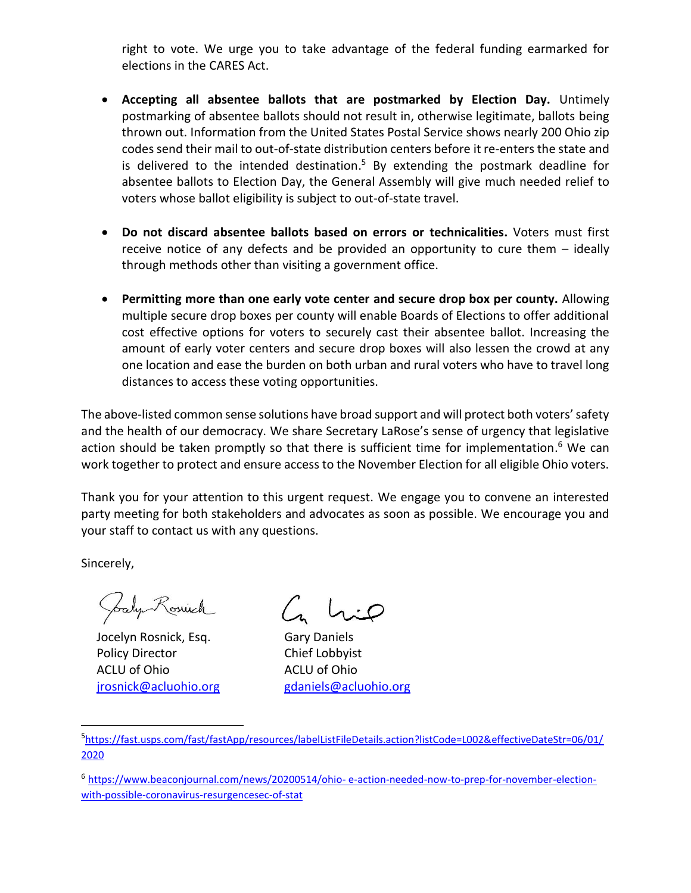right to vote. We urge you to take advantage of the federal funding earmarked for elections in the CARES Act.

- **Accepting all absentee ballots that are postmarked by Election Day.** Untimely postmarking of absentee ballots should not result in, otherwise legitimate, ballots being thrown out. Information from the United States Postal Service shows nearly 200 Ohio zip codes send their mail to out-of-state distribution centers before it re-enters the state and is delivered to the intended destination.[5] By extending the postmark deadline for absentee ballots to Election Day, the General Assembly will give much needed relief to voters whose ballot eligibility is subject to out-of-state travel.

- **Do not discard absentee ballots based on errors or technicalities.** Voters must first receive notice of any defects and be provided an opportunity to cure them – ideally through methods other than visiting a government office.

- **Permitting more than one early vote center and secure drop box per county.** Allowing multiple secure drop boxes per county will enable Boards of Elections to offer additional cost effective options for voters to securely cast their absentee ballot. Increasing the amount of early voter centers and secure drop boxes will also lessen the crowd at any one location and ease the burden on both urban and rural voters who have to travel long distances to access these voting opportunities.

The above-listed common sense solutions have broad support and will protect both voters' safety and the health of our democracy. We share Secretary LaRose's sense of urgency that legislative action should be taken promptly so that there is sufficient time for implementation.[6] We can work together to protect and ensure access to the November Election for all eligible Ohio voters.

Thank you for your attention to this urgent request. We engage you to convene an interested party meeting for both stakeholders and advocates as soon as possible. We encourage you and your staff to contact us with any questions.

Sincerely,

Jocelyn Rosnick, Esq.
Policy Director
ACLU of Ohio
jrosnick@acluohio.org

Gary Daniels
Chief Lobbyist
ACLU of Ohio
gdaniels@acluohio.org

---

[5] https://fast.usps.com/fast/fastApp/resources/labelListFileDetails.action?listCode=L002&effectiveDateStr=06/01/2020

[6] https://www.beaconjournal.com/news/20200514/ohio- e-action-needed-now-to-prep-for-november-election-with-possible-coronavirus-resurgencesec-of-stat